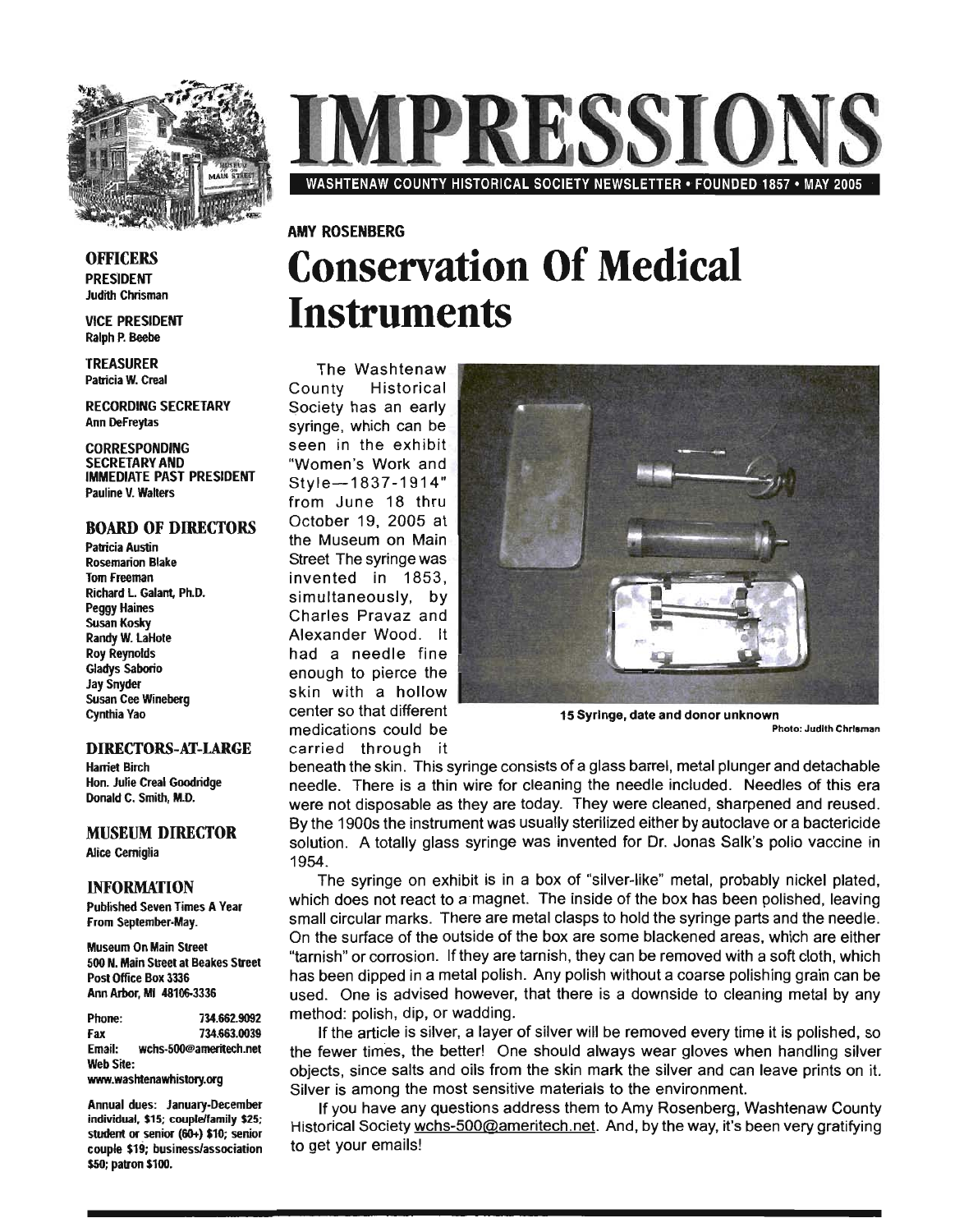# IMPRESSIONS

WASHTENAW COUNTY HISTORICAL SOCIETY NEWSLETTER • FOUNDED 1857 • MAY 2005

**OFFICERS**

**PRESIDENT**
Judith Chrisman

**VICE PRESIDENT**
Ralph P. Beebe

**TREASURER**
Patricia W. Creal

**RECORDING SECRETARY**
Ann DeFreytas

**CORRESPONDING SECRETARY AND IMMEDIATE PAST PRESIDENT**
Pauline V. Walters

**BOARD OF DIRECTORS**

Patricia Austin
Rosemarion Blake
Tom Freeman
Richard L. Galant, Ph.D.
Peggy Haines
Susan Kosky
Randy W. LaHote
Roy Reynolds
Gladys Saborio
Jay Snyder
Susan Cee Wineberg
Cynthia Yao

**DIRECTORS-AT-LARGE**

Harriet Birch
Hon. Julie Creal Goodridge
Donald C. Smith, M.D.

**MUSEUM DIRECTOR**

Alice Cerniglia

**INFORMATION**

Published Seven Times A Year From September-May.

Museum On Main Street
500 N. Main Street at Beakes Street
Post Office Box 3336
Ann Arbor, MI 48106-3336

Phone: 734.662.9092
Fax 734.663.0039
Email: wchs-500@ameritech.net
Web Site: www.washtenawhistory.org

Annual dues: January-December individual, $15; couple/family $25; student or senior (60+) $10; senior couple $19; business/association $50; patron $100.

**AMY ROSENBERG**

## Conservation Of Medical Instruments

The Washtenaw County Historical Society has an early syringe, which can be seen in the exhibit "Women's Work and Style—1837-1914" from June 18 thru October 19, 2005 at the Museum on Main Street The syringe was invented in 1853, simultaneously, by Charles Pravaz and Alexander Wood. It had a needle fine enough to pierce the skin with a hollow center so that different medications could be carried through it beneath the skin. This syringe consists of a glass barrel, metal plunger and detachable needle. There is a thin wire for cleaning the needle included. Needles of this era were not disposable as they are today. They were cleaned, sharpened and reused. By the 1900s the instrument was usually sterilized either by autoclave or a bactericide solution. A totally glass syringe was invented for Dr. Jonas Salk's polio vaccine in 1954.

**15 Syringe, date and donor unknown**
Photo: Judith Chrisman

The syringe on exhibit is in a box of "silver-like" metal, probably nickel plated, which does not react to a magnet. The inside of the box has been polished, leaving small circular marks. There are metal clasps to hold the syringe parts and the needle. On the surface of the outside of the box are some blackened areas, which are either "tarnish" or corrosion. If they are tarnish, they can be removed with a soft cloth, which has been dipped in a metal polish. Any polish without a coarse polishing grain can be used. One is advised however, that there is a downside to cleaning metal by any method: polish, dip, or wadding.

If the article is silver, a layer of silver will be removed every time it is polished, so the fewer times, the better! One should always wear gloves when handling silver objects, since salts and oils from the skin mark the silver and can leave prints on it. Silver is among the most sensitive materials to the environment.

If you have any questions address them to Amy Rosenberg, Washtenaw County Historical Society wchs-500@ameritech.net. And, by the way, it's been very gratifying to get your emails!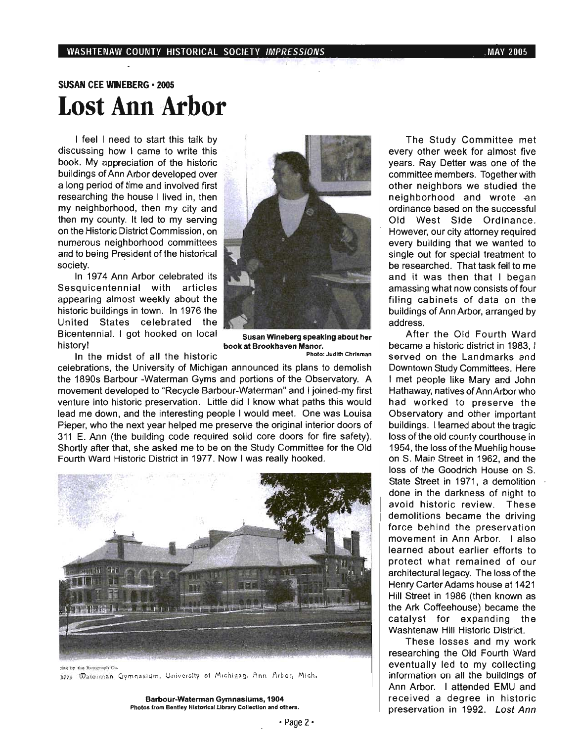**SUSAN CEE WINEBERG • 2005**

# Lost Ann Arbor

I feel I need to start this talk by discussing how I came to write this book. My appreciation of the historic buildings of Ann Arbor developed over a long period of time and involved first researching the house I lived in, then my neighborhood, then my city and then my county. It led to my serving on the Historic District Commission, on numerous neighborhood committees and to being President of the historical society.

In 1974 Ann Arbor celebrated its Sesquicentennial with articles appearing almost weekly about the historic buildings in town. In 1976 the United States celebrated the Bicentennial. I got hooked on local history!

Susan Wineberg speaking about her book at Brookhaven Manor.
Photo: Judith Chrisman

In the midst of all the historic celebrations, the University of Michigan announced its plans to demolish the 1890s Barbour -Waterman Gyms and portions of the Observatory. A movement developed to "Recycle Barbour-Waterman" and I joined-my first venture into historic preservation. Little did I know what paths this would lead me down, and the interesting people I would meet. One was Louisa Pieper, who the next year helped me preserve the original interior doors of 311 E. Ann (the building code required solid core doors for fire safety). Shortly after that, she asked me to be on the Study Committee for the Old Fourth Ward Historic District in 1977. Now I was really hooked.

1904 by the Rotograph Co.
3775 Waterman Gymnasium, University of Michigan, Ann Arbor, Mich.

**Barbour-Waterman Gymnasiums, 1904**
Photos from Bentley Historical Library Collection and others.

The Study Committee met every other week for almost five years. Ray Detter was one of the committee members. Together with other neighbors we studied the neighborhood and wrote an ordinance based on the successful Old West Side Ordinance. However, our city attorney required every building that we wanted to single out for special treatment to be researched. That task fell to me and it was then that I began amassing what now consists of four filing cabinets of data on the buildings of Ann Arbor, arranged by address.

After the Old Fourth Ward became a historic district in 1983, I served on the Landmarks and Downtown Study Committees. Here I met people like Mary and John Hathaway, natives of Ann Arbor who had worked to preserve the Observatory and other important buildings. I learned about the tragic loss of the old county courthouse in 1954, the loss of the Muehlig house on S. Main Street in 1962, and the loss of the Goodrich House on S. State Street in 1971, a demolition done in the darkness of night to avoid historic review. These demolitions became the driving force behind the preservation movement in Ann Arbor. I also learned about earlier efforts to protect what remained of our architectural legacy. The loss of the Henry Carter Adams house at 1421 Hill Street in 1986 (then known as the Ark Coffeehouse) became the catalyst for expanding the Washtenaw Hill Historic District.

These losses and my work researching the Old Fourth Ward eventually led to my collecting information on all the buildings of Ann Arbor. I attended EMU and received a degree in historic preservation in 1992. *Lost Ann*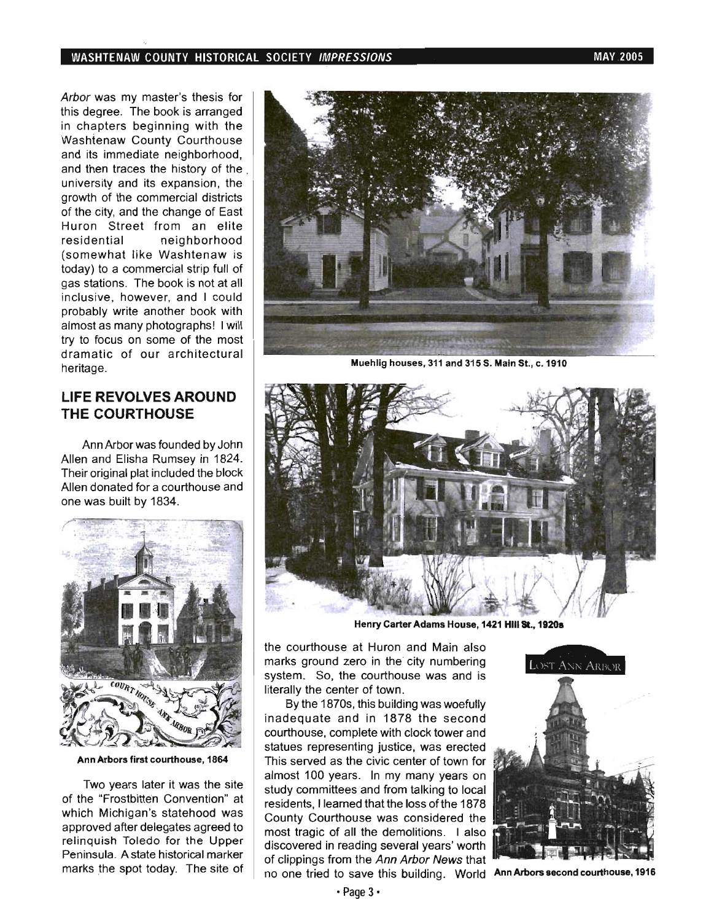*Arbor* was my master's thesis for this degree. The book is arranged in chapters beginning with the Washtenaw County Courthouse and its immediate neighborhood, and then traces the history of the university and its expansion, the growth of the commercial districts of the city, and the change of East Huron Street from an elite residential neighborhood (somewhat like Washtenaw is today) to a commercial strip full of gas stations. The book is not at all inclusive, however, and I could probably write another book with almost as many photographs! I will try to focus on some of the most dramatic of our architectural heritage.

## LIFE REVOLVES AROUND THE COURTHOUSE

Ann Arbor was founded by John Allen and Elisha Rumsey in 1824. Their original plat included the block Allen donated for a courthouse and one was built by 1834.

Ann Arbors first courthouse, 1864

Two years later it was the site of the "Frostbitten Convention" at which Michigan's statehood was approved after delegates agreed to relinquish Toledo for the Upper Peninsula. A state historical marker marks the spot today. The site of the courthouse at Huron and Main also marks ground zero in the city numbering system. So, the courthouse was and is literally the center of town.

By the 1870s, this building was woefully inadequate and in 1878 the second courthouse, complete with clock tower and statues representing justice, was erected This served as the civic center of town for almost 100 years. In my many years on study committees and from talking to local residents, I learned that the loss of the 1878 County Courthouse was considered the most tragic of all the demolitions. I also discovered in reading several years' worth of clippings from the *Ann Arbor News* that no one tried to save this building. World

Muehlig houses, 311 and 315 S. Main St., c. 1910

Henry Carter Adams House, 1421 Hill St., 1920s

Ann Arbors second courthouse, 1916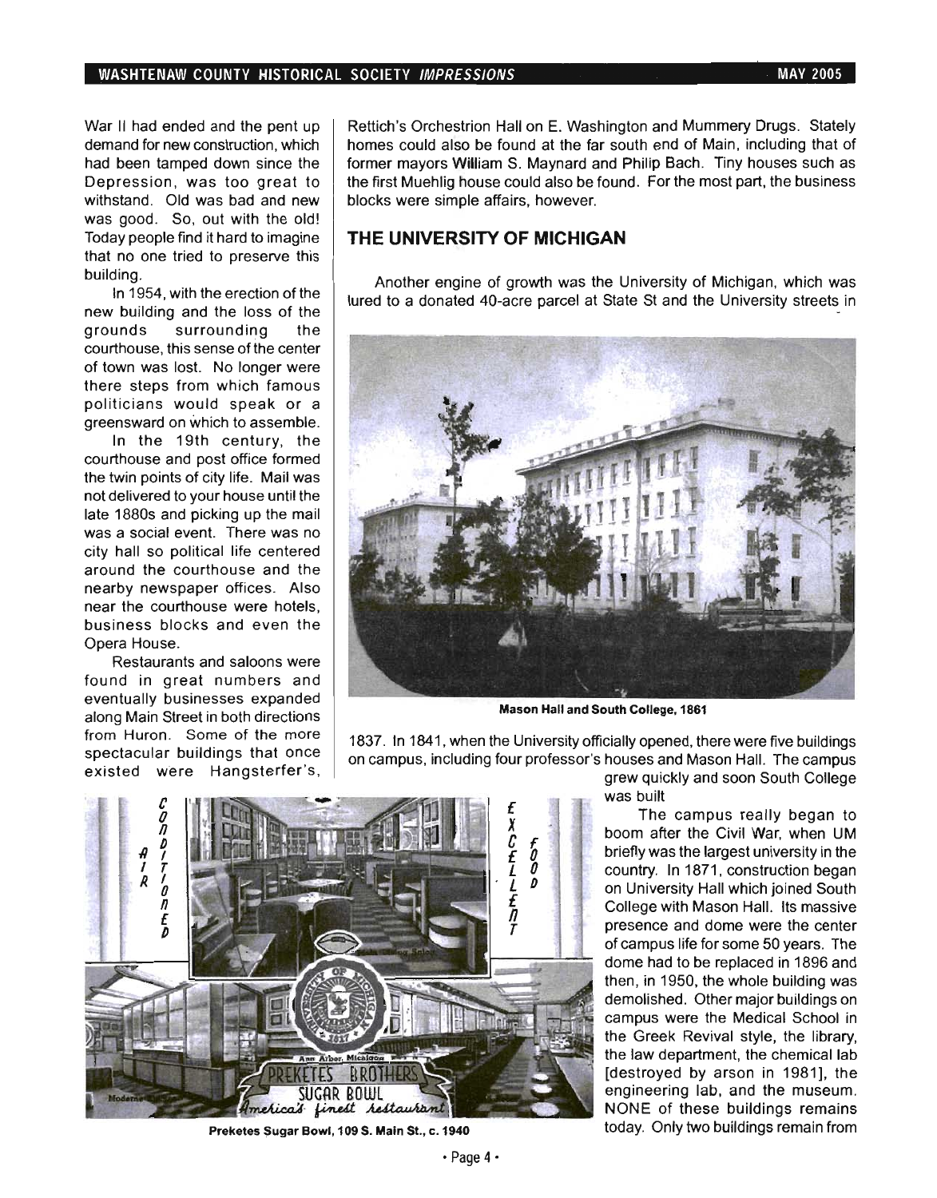War II had ended and the pent up demand for new construction, which had been tamped down since the Depression, was too great to withstand. Old was bad and new was good. So, out with the old! Today people find it hard to imagine that no one tried to preserve this building.

In 1954, with the erection of the new building and the loss of the grounds surrounding the courthouse, this sense of the center of town was lost. No longer were there steps from which famous politicians would speak or a greensward on which to assemble.

In the 19th century, the courthouse and post office formed the twin points of city life. Mail was not delivered to your house until the late 1880s and picking up the mail was a social event. There was no city hall so political life centered around the courthouse and the nearby newspaper offices. Also near the courthouse were hotels, business blocks and even the Opera House.

Restaurants and saloons were found in great numbers and eventually businesses expanded along Main Street in both directions from Huron. Some of the more spectacular buildings that once existed were Hangsterfer's, Rettich's Orchestrion Hall on E. Washington and Mummery Drugs. Stately homes could also be found at the far south end of Main, including that of former mayors William S. Maynard and Philip Bach. Tiny houses such as the first Muehlig house could also be found. For the most part, the business blocks were simple affairs, however.

## THE UNIVERSITY OF MICHIGAN

Another engine of growth was the University of Michigan, which was lured to a donated 40-acre parcel at State St and the University streets in 1837. In 1841, when the University officially opened, there were five buildings on campus, including four professor's houses and Mason Hall. The campus grew quickly and soon South College was built

**Mason Hall and South College, 1861**

The campus really began to boom after the Civil War, when UM briefly was the largest university in the country. In 1871, construction began on University Hall which joined South College with Mason Hall. Its massive presence and dome were the center of campus life for some 50 years. The dome had to be replaced in 1896 and then, in 1950, the whole building was demolished. Other major buildings on campus were the Medical School in the Greek Revival style, the library, the law department, the chemical lab [destroyed by arson in 1981], the engineering lab, and the museum. NONE of these buildings remains today. Only two buildings remain from

**Preketes Sugar Bowl, 109 S. Main St., c. 1940**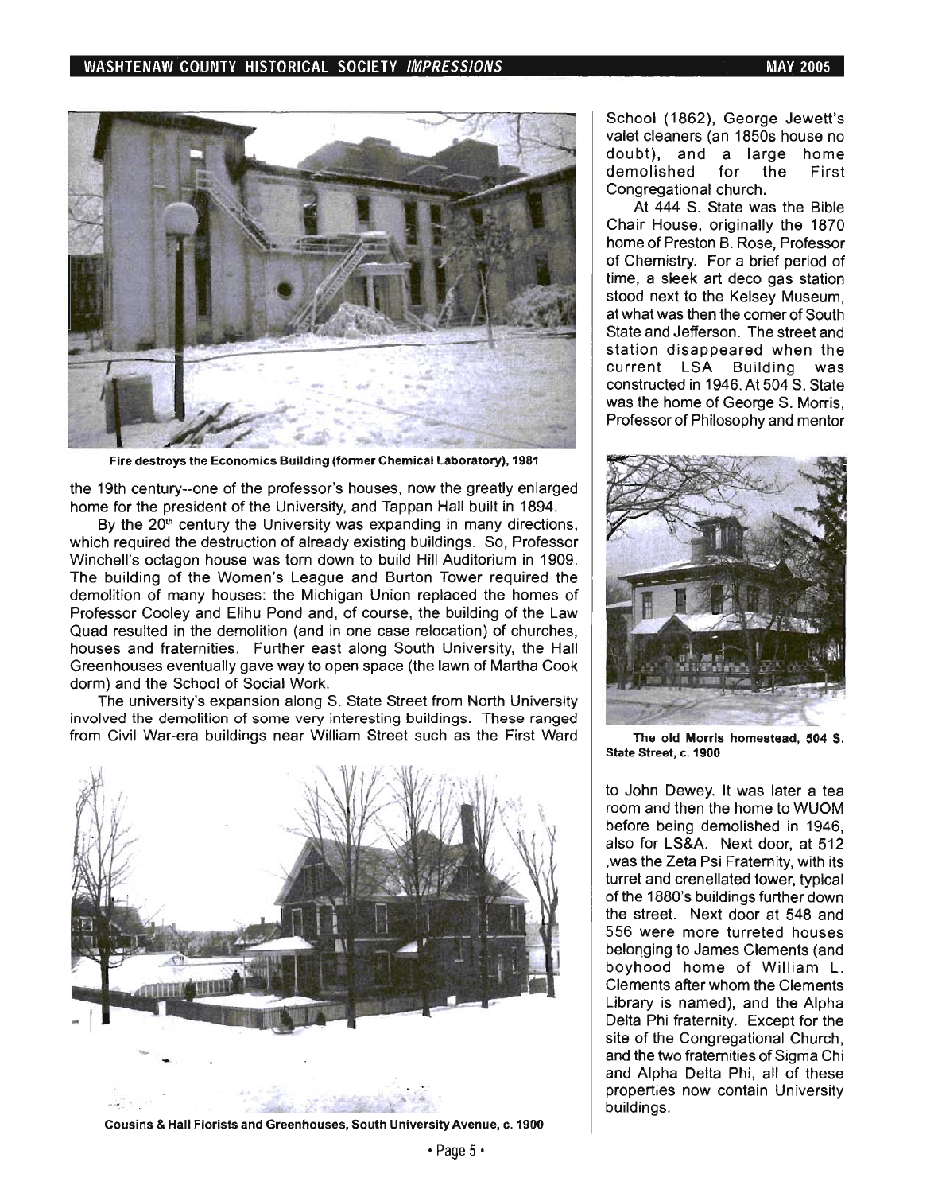Fire destroys the Economics Building (former Chemical Laboratory), 1981

the 19th century--one of the professor's houses, now the greatly enlarged home for the president of the University, and Tappan Hall built in 1894.

By the 20th century the University was expanding in many directions, which required the destruction of already existing buildings. So, Professor Winchell's octagon house was torn down to build Hill Auditorium in 1909. The building of the Women's League and Burton Tower required the demolition of many houses: the Michigan Union replaced the homes of Professor Cooley and Elihu Pond and, of course, the building of the Law Quad resulted in the demolition (and in one case relocation) of churches, houses and fraternities. Further east along South University, the Hall Greenhouses eventually gave way to open space (the lawn of Martha Cook dorm) and the School of Social Work.

The university's expansion along S. State Street from North University involved the demolition of some very interesting buildings. These ranged from Civil War-era buildings near William Street such as the First Ward School (1862), George Jewett's valet cleaners (an 1850s house no doubt), and a large home demolished for the First Congregational church.

Cousins & Hall Florists and Greenhouses, South University Avenue, c. 1900

At 444 S. State was the Bible Chair House, originally the 1870 home of Preston B. Rose, Professor of Chemistry. For a brief period of time, a sleek art deco gas station stood next to the Kelsey Museum, at what was then the corner of South State and Jefferson. The street and station disappeared when the current LSA Building was constructed in 1946. At 504 S. State was the home of George S. Morris, Professor of Philosophy and mentor to John Dewey. It was later a tea room and then the home to WUOM before being demolished in 1946, also for LS&A. Next door, at 512 ,was the Zeta Psi Fraternity, with its turret and crenellated tower, typical of the 1880's buildings further down the street. Next door at 548 and 556 were more turreted houses belonging to James Clements (and boyhood home of William L. Clements after whom the Clements Library is named), and the Alpha Delta Phi fraternity. Except for the site of the Congregational Church, and the two fraternities of Sigma Chi and Alpha Delta Phi, all of these properties now contain University buildings.

The old Morris homestead, 504 S. State Street, c. 1900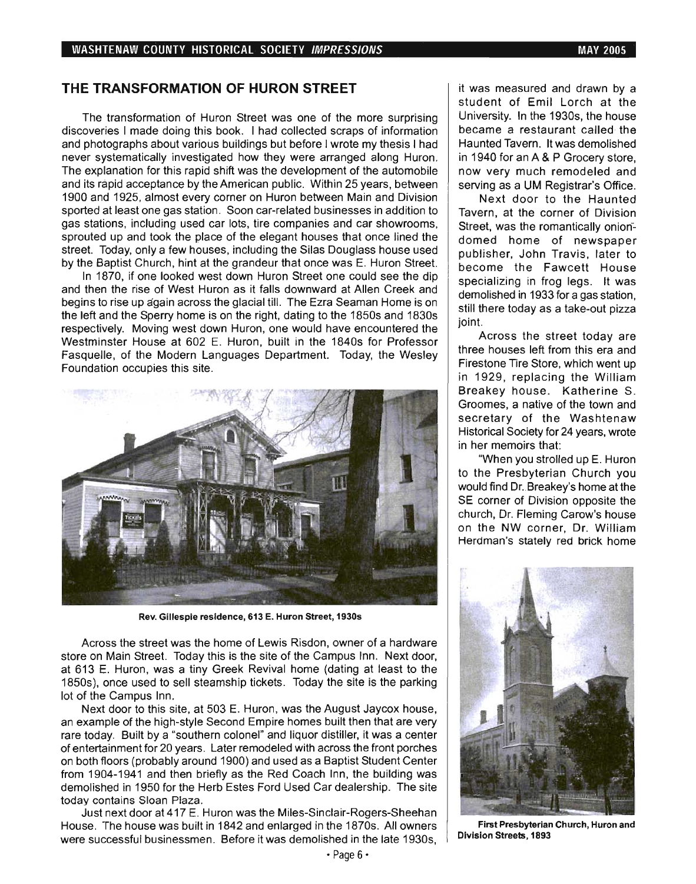## THE TRANSFORMATION OF HURON STREET

The transformation of Huron Street was one of the more surprising discoveries I made doing this book. I had collected scraps of information and photographs about various buildings but before I wrote my thesis I had never systematically investigated how they were arranged along Huron. The explanation for this rapid shift was the development of the automobile and its rapid acceptance by the American public. Within 25 years, between 1900 and 1925, almost every corner on Huron between Main and Division sported at least one gas station. Soon car-related businesses in addition to gas stations, including used car lots, tire companies and car showrooms, sprouted up and took the place of the elegant houses that once lined the street. Today, only a few houses, including the Silas Douglass house used by the Baptist Church, hint at the grandeur that once was E. Huron Street.

In 1870, if one looked west down Huron Street one could see the dip and then the rise of West Huron as it falls downward at Allen Creek and begins to rise up again across the glacial till. The Ezra Seaman Home is on the left and the Sperry home is on the right, dating to the 1850s and 1830s respectively. Moving west down Huron, one would have encountered the Westminster House at 602 E. Huron, built in the 1840s for Professor Fasquelle, of the Modern Languages Department. Today, the Wesley Foundation occupies this site.

Rev. Gillespie residence, 613 E. Huron Street, 1930s

Across the street was the home of Lewis Risdon, owner of a hardware store on Main Street. Today this is the site of the Campus Inn. Next door, at 613 E. Huron, was a tiny Greek Revival home (dating at least to the 1850s), once used to sell steamship tickets. Today the site is the parking lot of the Campus Inn.

Next door to this site, at 503 E. Huron, was the August Jaycox house, an example of the high-style Second Empire homes built then that are very rare today. Built by a "southern colonel" and liquor distiller, it was a center of entertainment for 20 years. Later remodeled with across the front porches on both floors (probably around 1900) and used as a Baptist Student Center from 1904-1941 and then briefly as the Red Coach Inn, the building was demolished in 1950 for the Herb Estes Ford Used Car dealership. The site today contains Sloan Plaza.

Just next door at 417 E. Huron was the Miles-Sinclair-Rogers-Sheehan House. The house was built in 1842 and enlarged in the 1870s. All owners were successful businessmen. Before it was demolished in the late 1930s, it was measured and drawn by a student of Emil Lorch at the University. In the 1930s, the house became a restaurant called the Haunted Tavern. It was demolished in 1940 for an A & P Grocery store, now very much remodeled and serving as a UM Registrar's Office.

Next door to the Haunted Tavern, at the corner of Division Street, was the romantically onion-domed home of newspaper publisher, John Travis, later to become the Fawcett House specializing in frog legs. It was demolished in 1933 for a gas station, still there today as a take-out pizza joint.

Across the street today are three houses left from this era and Firestone Tire Store, which went up in 1929, replacing the William Breakey house. Katherine S. Groomes, a native of the town and secretary of the Washtenaw Historical Society for 24 years, wrote in her memoirs that:

"When you strolled up E. Huron to the Presbyterian Church you would find Dr. Breakey's home at the SE corner of Division opposite the church, Dr. Fleming Carow's house on the NW corner, Dr. William Herdman's stately red brick home

First Presbyterian Church, Huron and Division Streets, 1893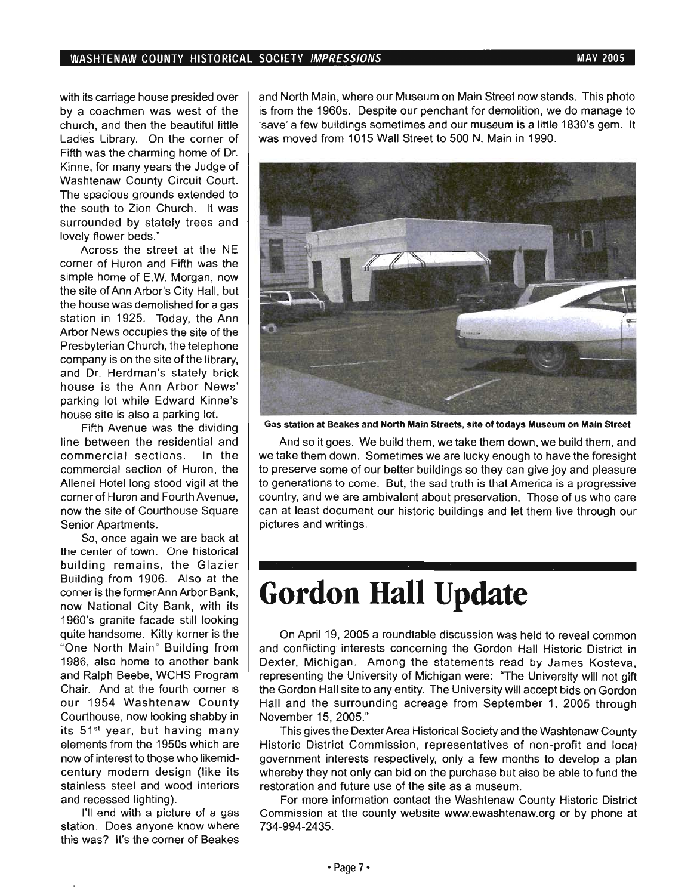with its carriage house presided over by a coachmen was west of the church, and then the beautiful little Ladies Library. On the corner of Fifth was the charming home of Dr. Kinne, for many years the Judge of Washtenaw County Circuit Court. The spacious grounds extended to the south to Zion Church. It was surrounded by stately trees and lovely flower beds."

Across the street at the NE corner of Huron and Fifth was the simple home of E.W. Morgan, now the site of Ann Arbor's City Hall, but the house was demolished for a gas station in 1925. Today, the Ann Arbor News occupies the site of the Presbyterian Church, the telephone company is on the site of the library, and Dr. Herdman's stately brick house is the Ann Arbor News' parking lot while Edward Kinne's house site is also a parking lot.

Fifth Avenue was the dividing line between the residential and commercial sections. In the commercial section of Huron, the Allenel Hotel long stood vigil at the corner of Huron and Fourth Avenue, now the site of Courthouse Square Senior Apartments.

So, once again we are back at the center of town. One historical building remains, the Glazier Building from 1906. Also at the corner is the former Ann Arbor Bank, now National City Bank, with its 1960's granite facade still looking quite handsome. Kitty korner is the "One North Main" Building from 1986, also home to another bank and Ralph Beebe, WCHS Program Chair. And at the fourth corner is our 1954 Washtenaw County Courthouse, now looking shabby in its 51st year, but having many elements from the 1950s which are now of interest to those who likemid-century modern design (like its stainless steel and wood interiors and recessed lighting).

I'll end with a picture of a gas station. Does anyone know where this was? It's the corner of Beakes and North Main, where our Museum on Main Street now stands. This photo is from the 1960s. Despite our penchant for demolition, we do manage to 'save' a few buildings sometimes and our museum is a little 1830's gem. It was moved from 1015 Wall Street to 500 N. Main in 1990.

**Gas station at Beakes and North Main Streets, site of todays Museum on Main Street**

And so it goes. We build them, we take them down, we build them, and we take them down. Sometimes we are lucky enough to have the foresight to preserve some of our better buildings so they can give joy and pleasure to generations to come. But, the sad truth is that America is a progressive country, and we are ambivalent about preservation. Those of us who care can at least document our historic buildings and let them live through our pictures and writings.

# Gordon Hall Update

On April 19, 2005 a roundtable discussion was held to reveal common and conflicting interests concerning the Gordon Hall Historic District in Dexter, Michigan. Among the statements read by James Kosteva, representing the University of Michigan were: "The University will not gift the Gordon Hall site to any entity. The University will accept bids on Gordon Hall and the surrounding acreage from September 1, 2005 through November 15, 2005."

This gives the Dexter Area Historical Society and the Washtenaw County Historic District Commission, representatives of non-profit and local government interests respectively, only a few months to develop a plan whereby they not only can bid on the purchase but also be able to fund the restoration and future use of the site as a museum.

For more information contact the Washtenaw County Historic District Commission at the county website www.ewashtenaw.org or by phone at 734-994-2435.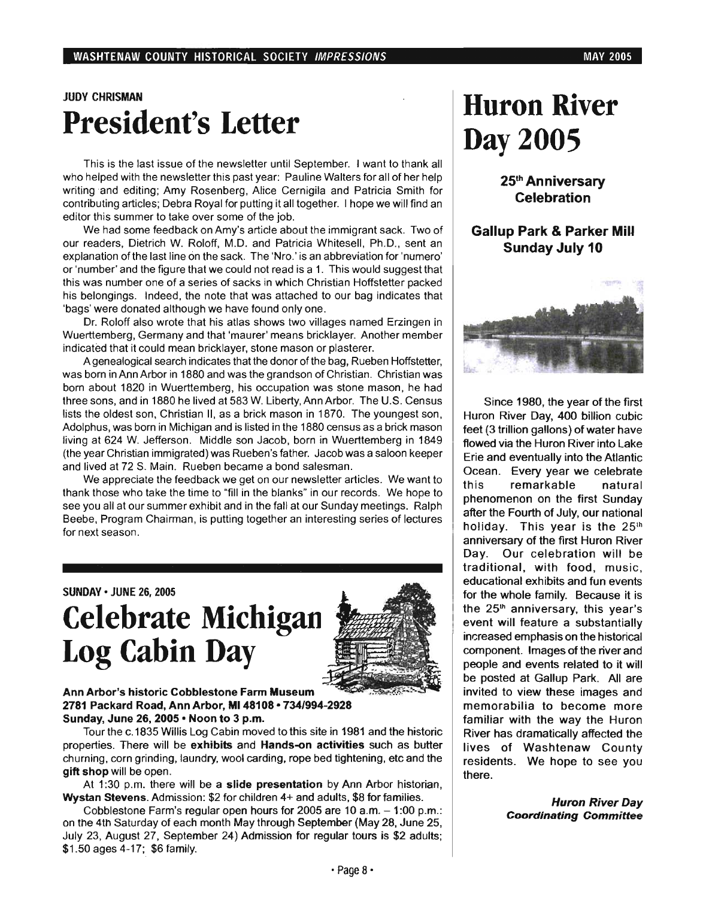JUDY CHRISMAN

# President's Letter

This is the last issue of the newsletter until September. I want to thank all who helped with the newsletter this past year: Pauline Walters for all of her help writing and editing; Amy Rosenberg, Alice Cernigila and Patricia Smith for contributing articles; Debra Royal for putting it all together. I hope we will find an editor this summer to take over some of the job.

We had some feedback on Amy's article about the immigrant sack. Two of our readers, Dietrich W. Roloff, M.D. and Patricia Whitesell, Ph.D., sent an explanation of the last line on the sack. The 'Nro.' is an abbreviation for 'numero' or 'number' and the figure that we could not read is a 1. This would suggest that this was number one of a series of sacks in which Christian Hoffstetter packed his belongings. Indeed, the note that was attached to our bag indicates that 'bags' were donated although we have found only one.

Dr. Roloff also wrote that his atlas shows two villages named Erzingen in Wuerttemberg, Germany and that 'maurer' means bricklayer. Another member indicated that it could mean bricklayer, stone mason or plasterer.

A genealogical search indicates that the donor of the bag, Rueben Hoffstetter, was born in Ann Arbor in 1880 and was the grandson of Christian. Christian was born about 1820 in Wuerttemberg, his occupation was stone mason, he had three sons, and in 1880 he lived at 583 W. Liberty, Ann Arbor. The U.S. Census lists the oldest son, Christian II, as a brick mason in 1870. The youngest son, Adolphus, was born in Michigan and is listed in the 1880 census as a brick mason living at 624 W. Jefferson. Middle son Jacob, born in Wuerttemberg in 1849 (the year Christian immigrated) was Rueben's father. Jacob was a saloon keeper and lived at 72 S. Main. Rueben became a bond salesman.

We appreciate the feedback we get on our newsletter articles. We want to thank those who take the time to "fill in the blanks" in our records. We hope to see you all at our summer exhibit and in the fall at our Sunday meetings. Ralph Beebe, Program Chairman, is putting together an interesting series of lectures for next season.

SUNDAY • JUNE 26, 2005

# Celebrate Michigan Log Cabin Day

**Ann Arbor's historic Cobblestone Farm Museum**
**2781 Packard Road, Ann Arbor, MI 48108 • 734/994-2928**
**Sunday, June 26, 2005 • Noon to 3 p.m.**

Tour the c.1835 Willis Log Cabin moved to this site in 1981 and the historic properties. There will be **exhibits** and **Hands-on activities** such as butter churning, corn grinding, laundry, wool carding, rope bed tightening, etc and the **gift shop** will be open.

At 1:30 p.m. there will be **a slide presentation** by Ann Arbor historian, **Wystan Stevens**. Admission: $2 for children 4+ and adults, $8 for families.

Cobblestone Farm's regular open hours for 2005 are 10 a.m. – 1:00 p.m.: on the 4th Saturday of each month May through September (May 28, June 25, July 23, August 27, September 24) Admission for regular tours is $2 adults; $1.50 ages 4-17; $6 family.

# Huron River Day 2005

**25th Anniversary Celebration**

**Gallup Park & Parker Mill Sunday July 10**

Since 1980, the year of the first Huron River Day, 400 billion cubic feet (3 trillion gallons) of water have flowed via the Huron River into Lake Erie and eventually into the Atlantic Ocean. Every year we celebrate this remarkable natural phenomenon on the first Sunday after the Fourth of July, our national holiday. This year is the 25th anniversary of the first Huron River Day. Our celebration will be traditional, with food, music, educational exhibits and fun events for the whole family. Because it is the 25th anniversary, this year's event will feature a substantially increased emphasis on the historical component. Images of the river and people and events related to it will be posted at Gallup Park. All are invited to view these images and memorabilia to become more familiar with the way the Huron River has dramatically affected the lives of Washtenaw County residents. We hope to see you there.

***Huron River Day Coordinating Committee***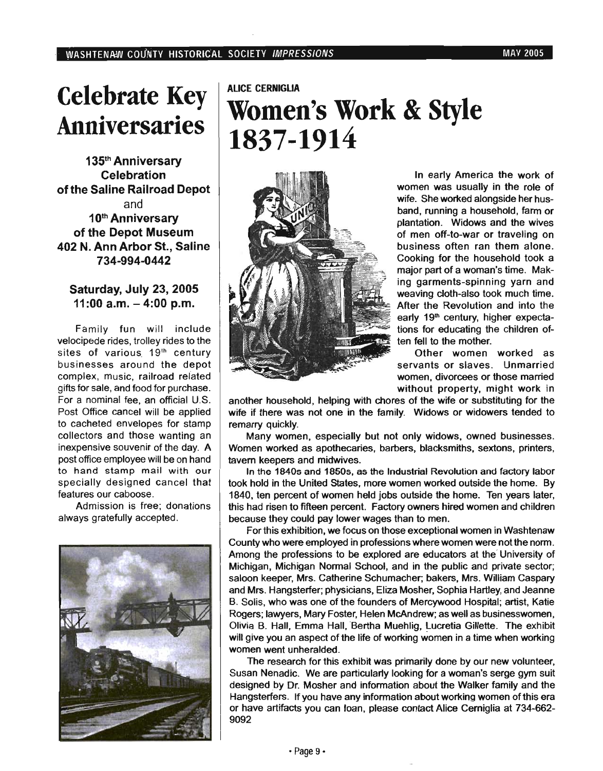# Celebrate Key Anniversaries

**135th Anniversary Celebration of the Saline Railroad Depot**
and
**10th Anniversary of the Depot Museum**
**402 N. Ann Arbor St., Saline**
**734-994-0442**

**Saturday, July 23, 2005**
**11:00 a.m. – 4:00 p.m.**

Family fun will include velocipede rides, trolley rides to the sites of various 19th century businesses around the depot complex, music, railroad related gifts for sale, and food for purchase. For a nominal fee, an official U.S. Post Office cancel will be applied to cacheted envelopes for stamp collectors and those wanting an inexpensive souvenir of the day. A post office employee will be on hand to hand stamp mail with our specially designed cancel that features our caboose.

Admission is free; donations always gratefully accepted.

**ALICE CERNIGLIA**

# Women's Work & Style 1837-1914

In early America the work of women was usually in the role of wife. She worked alongside her husband, running a household, farm or plantation. Widows and the wives of men off-to-war or traveling on business often ran them alone. Cooking for the household took a major part of a woman's time. Making garments-spinning yarn and weaving cloth-also took much time. After the Revolution and into the early 19th century, higher expectations for educating the children often fell to the mother.

Other women worked as servants or slaves. Unmarried women, divorcees or those married without property, might work in another household, helping with chores of the wife or substituting for the wife if there was not one in the family. Widows or widowers tended to remarry quickly.

Many women, especially but not only widows, owned businesses. Women worked as apothecaries, barbers, blacksmiths, sextons, printers, tavern keepers and midwives.

In the 1840s and 1850s, as the Industrial Revolution and factory labor took hold in the United States, more women worked outside the home. By 1840, ten percent of women held jobs outside the home. Ten years later, this had risen to fifteen percent. Factory owners hired women and children because they could pay lower wages than to men.

For this exhibition, we focus on those exceptional women in Washtenaw County who were employed in professions where women were not the norm. Among the professions to be explored are educators at the University of Michigan, Michigan Normal School, and in the public and private sector; saloon keeper, Mrs. Catherine Schumacher; bakers, Mrs. William Caspary and Mrs. Hangsterfer; physicians, Eliza Mosher, Sophia Hartley, and Jeanne B. Solis, who was one of the founders of Mercywood Hospital; artist, Katie Rogers; lawyers, Mary Foster, Helen McAndrew; as well as businesswomen, Olivia B. Hall, Emma Hall, Bertha Muehlig, Lucretia Gillette. The exhibit will give you an aspect of the life of working women in a time when working women went unheralded.

The research for this exhibit was primarily done by our new volunteer, Susan Nenadic. We are particularly looking for a woman's serge gym suit designed by Dr. Mosher and information about the Walker family and the Hangsterfers. If you have any information about working women of this era or have artifacts you can loan, please contact Alice Cerniglia at 734-662-9092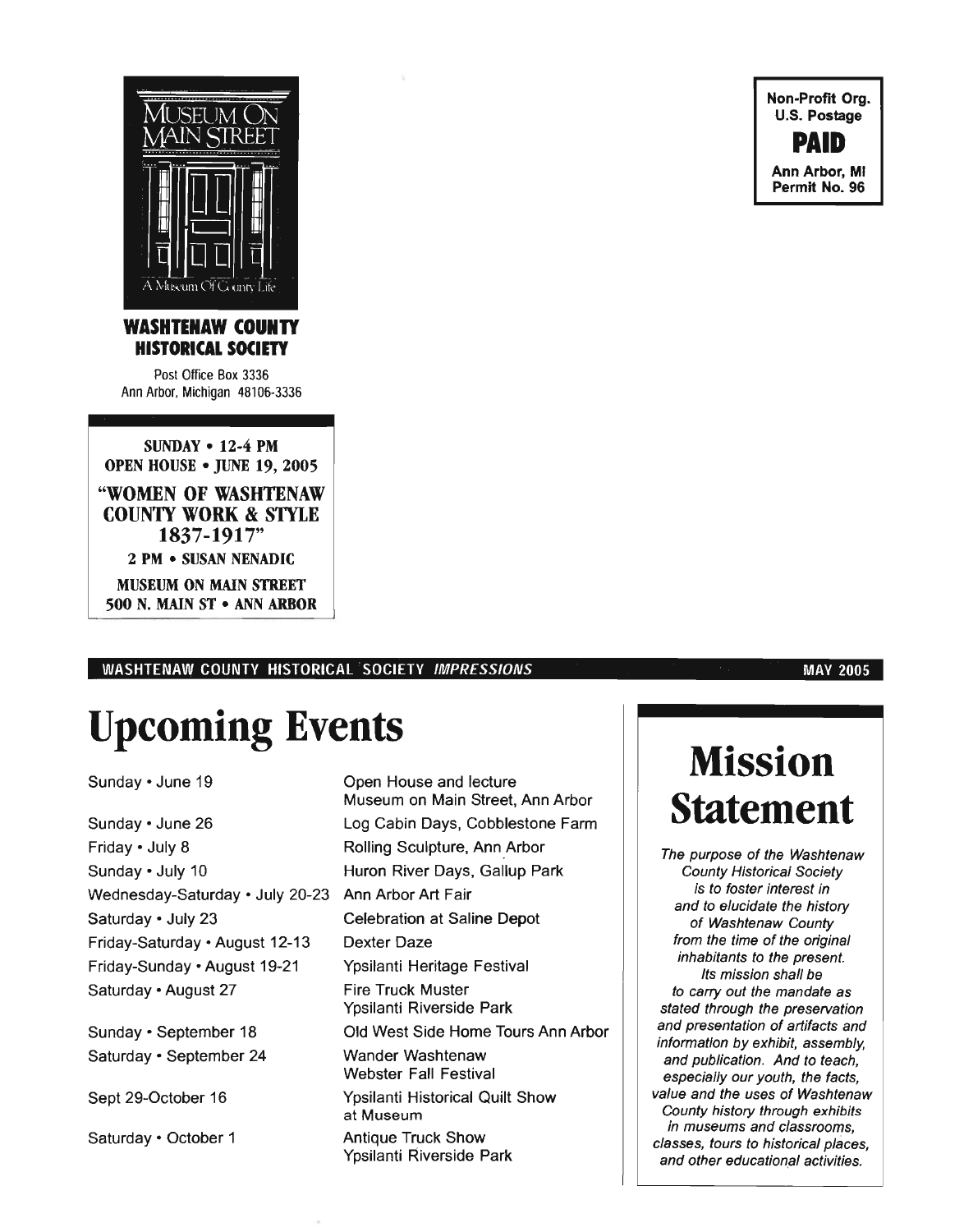MUSEUM ON MAIN STREET

A Museum Of County Life

**WASHTENAW COUNTY HISTORICAL SOCIETY**

Post Office Box 3336
Ann Arbor, Michigan 48106-3336

Non-Profit Org.
U.S. Postage
**PAID**
Ann Arbor, MI
Permit No. 96

**SUNDAY • 12-4 PM**
**OPEN HOUSE • JUNE 19, 2005**
**"WOMEN OF WASHTENAW COUNTY WORK & STYLE 1837-1917"**
**2 PM • SUSAN NENADIC**
**MUSEUM ON MAIN STREET**
**500 N. MAIN ST • ANN ARBOR**

WASHTENAW COUNTY HISTORICAL SOCIETY *IMPRESSIONS* MAY 2005

# Upcoming Events

| | |
|---|---|
| Sunday • June 19 | Open House and lecture Museum on Main Street, Ann Arbor |
| Sunday • June 26 | Log Cabin Days, Cobblestone Farm |
| Friday • July 8 | Rolling Sculpture, Ann Arbor |
| Sunday • July 10 | Huron River Days, Gallup Park |
| Wednesday-Saturday • July 20-23 | Ann Arbor Art Fair |
| Saturday • July 23 | Celebration at Saline Depot |
| Friday-Saturday • August 12-13 | Dexter Daze |
| Friday-Sunday • August 19-21 | Ypsilanti Heritage Festival |
| Saturday • August 27 | Fire Truck Muster Ypsilanti Riverside Park |
| Sunday • September 18 | Old West Side Home Tours Ann Arbor |
| Saturday • September 24 | Wander Washtenaw Webster Fall Festival |
| Sept 29-October 16 | Ypsilanti Historical Quilt Show at Museum |
| Saturday • October 1 | Antique Truck Show Ypsilanti Riverside Park |

# Mission Statement

*The purpose of the Washtenaw County Historical Society is to foster interest in and to elucidate the history of Washtenaw County from the time of the original inhabitants to the present. Its mission shall be to carry out the mandate as stated through the preservation and presentation of artifacts and information by exhibit, assembly, and publication. And to teach, especially our youth, the facts, value and the uses of Washtenaw County history through exhibits in museums and classrooms, classes, tours to historical places, and other educational activities.*